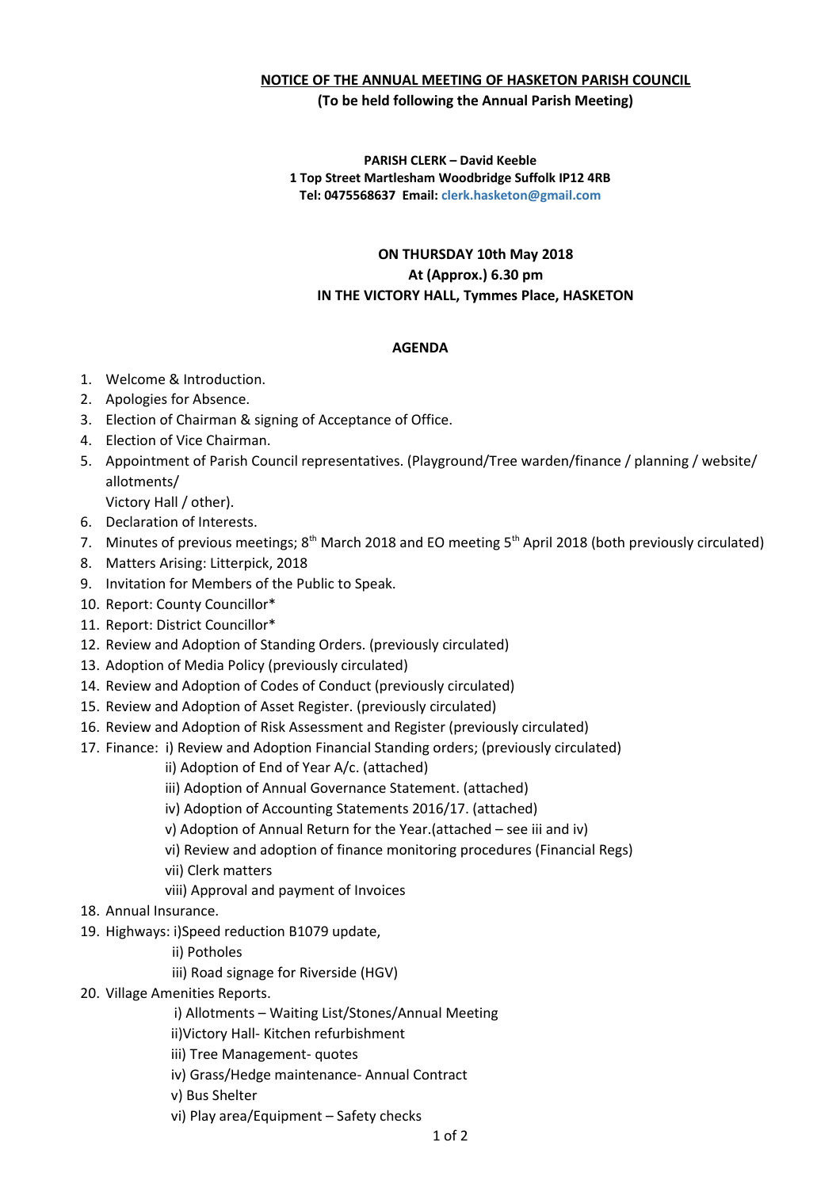**NOTICE OF THE ANNUAL MEETING OF HASKETON PARISH COUNCIL**

**(To be held following the Annual Parish Meeting)**

**PARISH CLERK – David Keeble**
**1 Top Street Martlesham Woodbridge Suffolk IP12 4RB**
**Tel: 0475568637 Email: clerk.hasketon@gmail.com**

**ON THURSDAY 10th May 2018**
**At (Approx.) 6.30 pm**
**IN THE VICTORY HALL, Tymmes Place, HASKETON**

**AGENDA**

1. Welcome & Introduction.
2. Apologies for Absence.
3. Election of Chairman & signing of Acceptance of Office.
4. Election of Vice Chairman.
5. Appointment of Parish Council representatives. (Playground/Tree warden/finance / planning / website/ allotments/
   Victory Hall / other).
6. Declaration of Interests.
7. Minutes of previous meetings; 8th March 2018 and EO meeting 5th April 2018 (both previously circulated)
8. Matters Arising: Litterpick, 2018
9. Invitation for Members of the Public to Speak.
10. Report: County Councillor*
11. Report: District Councillor*
12. Review and Adoption of Standing Orders. (previously circulated)
13. Adoption of Media Policy (previously circulated)
14. Review and Adoption of Codes of Conduct (previously circulated)
15. Review and Adoption of Asset Register. (previously circulated)
16. Review and Adoption of Risk Assessment and Register (previously circulated)
17. Finance: i) Review and Adoption Financial Standing orders; (previously circulated)
    ii) Adoption of End of Year A/c. (attached)
    iii) Adoption of Annual Governance Statement. (attached)
    iv) Adoption of Accounting Statements 2016/17. (attached)
    v) Adoption of Annual Return for the Year.(attached – see iii and iv)
    vi) Review and adoption of finance monitoring procedures (Financial Regs)
    vii) Clerk matters
    viii) Approval and payment of Invoices
18. Annual Insurance.
19. Highways: i)Speed reduction B1079 update,
    ii) Potholes
    iii) Road signage for Riverside (HGV)
20. Village Amenities Reports.
    i) Allotments – Waiting List/Stones/Annual Meeting
    ii)Victory Hall- Kitchen refurbishment
    iii) Tree Management- quotes
    iv) Grass/Hedge maintenance- Annual Contract
    v) Bus Shelter
    vi) Play area/Equipment – Safety checks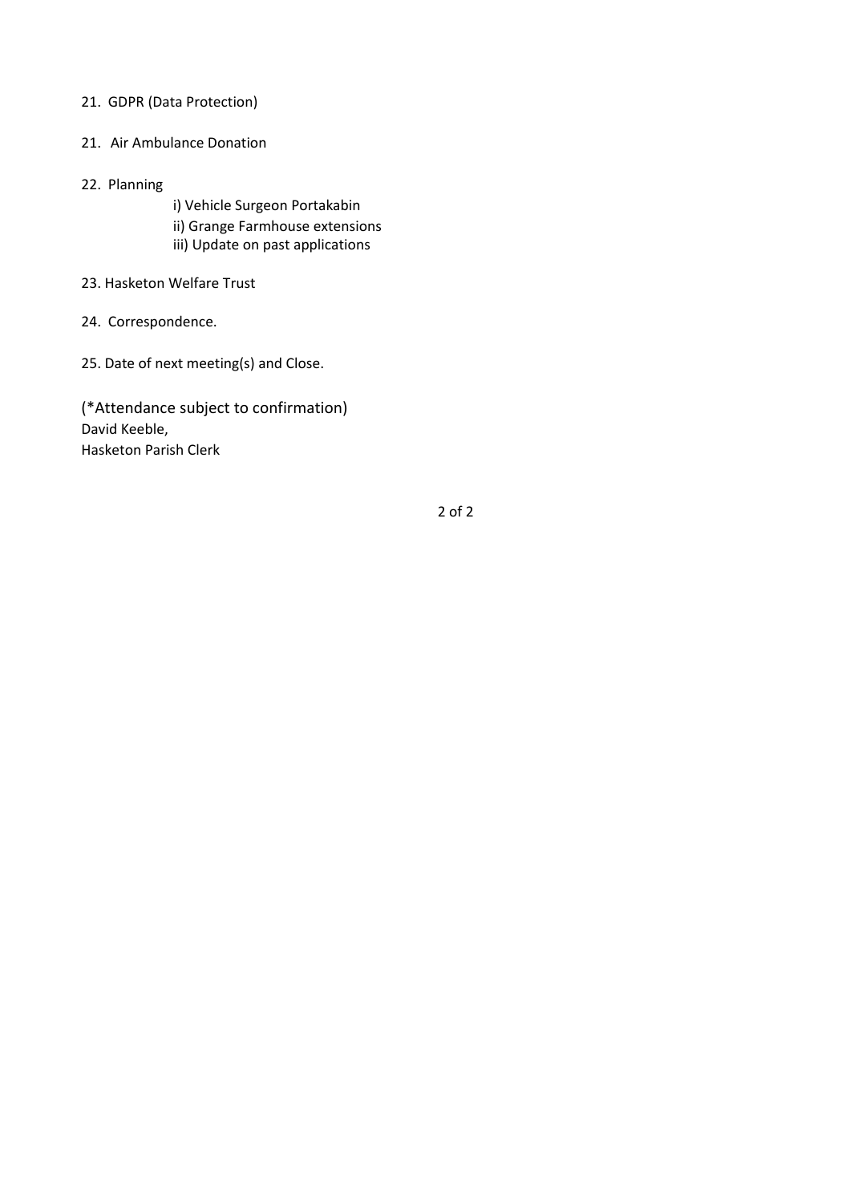21. GDPR (Data Protection)

21. Air Ambulance Donation

22. Planning

    i) Vehicle Surgeon Portakabin
    ii) Grange Farmhouse extensions
    iii) Update on past applications

23. Hasketon Welfare Trust

24. Correspondence.

25. Date of next meeting(s) and Close.

(*Attendance subject to confirmation)
David Keeble,
Hasketon Parish Clerk